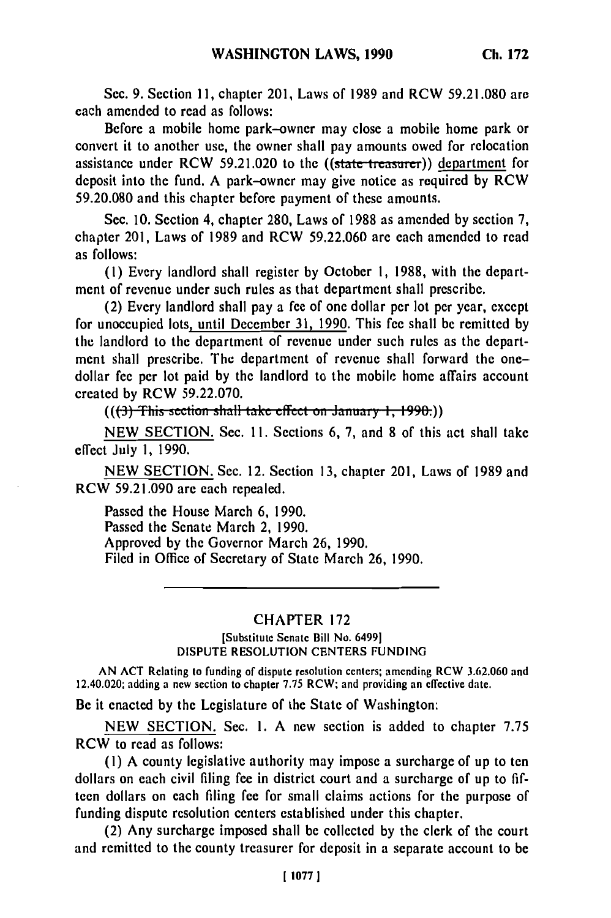Sec. 9. Section 11, chapter 201, Laws of 1989 and RCW 59.21.080 are each amended to read as follows:

Before a mobile home park-owner may close a mobile home park or convert it to another use, the owner shall pay amounts owed for relocation assistance under RCW 59.21.020 to the ((~~state treasurer~~)) department for deposit into the fund. A park-owner may give notice as required by RCW 59.20.080 and this chapter before payment of these amounts.

Sec. 10. Section 4, chapter 280, Laws of 1988 as amended by section 7, chapter 201, Laws of 1989 and RCW 59.22.060 are each amended to read as follows:

(1) Every landlord shall register by October 1, 1988, with the department of revenue under such rules as that department shall prescribe.

(2) Every landlord shall pay a fee of one dollar per lot per year, except for unoccupied lots, until December 31, 1990. This fee shall be remitted by the landlord to the department of revenue under such rules as the department shall prescribe. The department of revenue shall forward the one-dollar fee per lot paid by the landlord to the mobile home affairs account created by RCW 59.22.070.

((~~(3) This section shall take effect on January 1, 1990.~~))

NEW SECTION. Sec. 11. Sections 6, 7, and 8 of this act shall take effect July 1, 1990.

NEW SECTION. Sec. 12. Section 13, chapter 201, Laws of 1989 and RCW 59.21.090 are each repealed.

Passed the House March 6, 1990.
Passed the Senate March 2, 1990.
Approved by the Governor March 26, 1990.
Filed in Office of Secretary of State March 26, 1990.

---

## CHAPTER 172

[Substitute Senate Bill No. 6499]
DISPUTE RESOLUTION CENTERS FUNDING

AN ACT Relating to funding of dispute resolution centers; amending RCW 3.62.060 and 12.40.020; adding a new section to chapter 7.75 RCW; and providing an effective date.

Be it enacted by the Legislature of the State of Washington:

NEW SECTION. Sec. 1. A new section is added to chapter 7.75 RCW to read as follows:

(1) A county legislative authority may impose a surcharge of up to ten dollars on each civil filing fee in district court and a surcharge of up to fifteen dollars on each filing fee for small claims actions for the purpose of funding dispute resolution centers established under this chapter.

(2) Any surcharge imposed shall be collected by the clerk of the court and remitted to the county treasurer for deposit in a separate account to be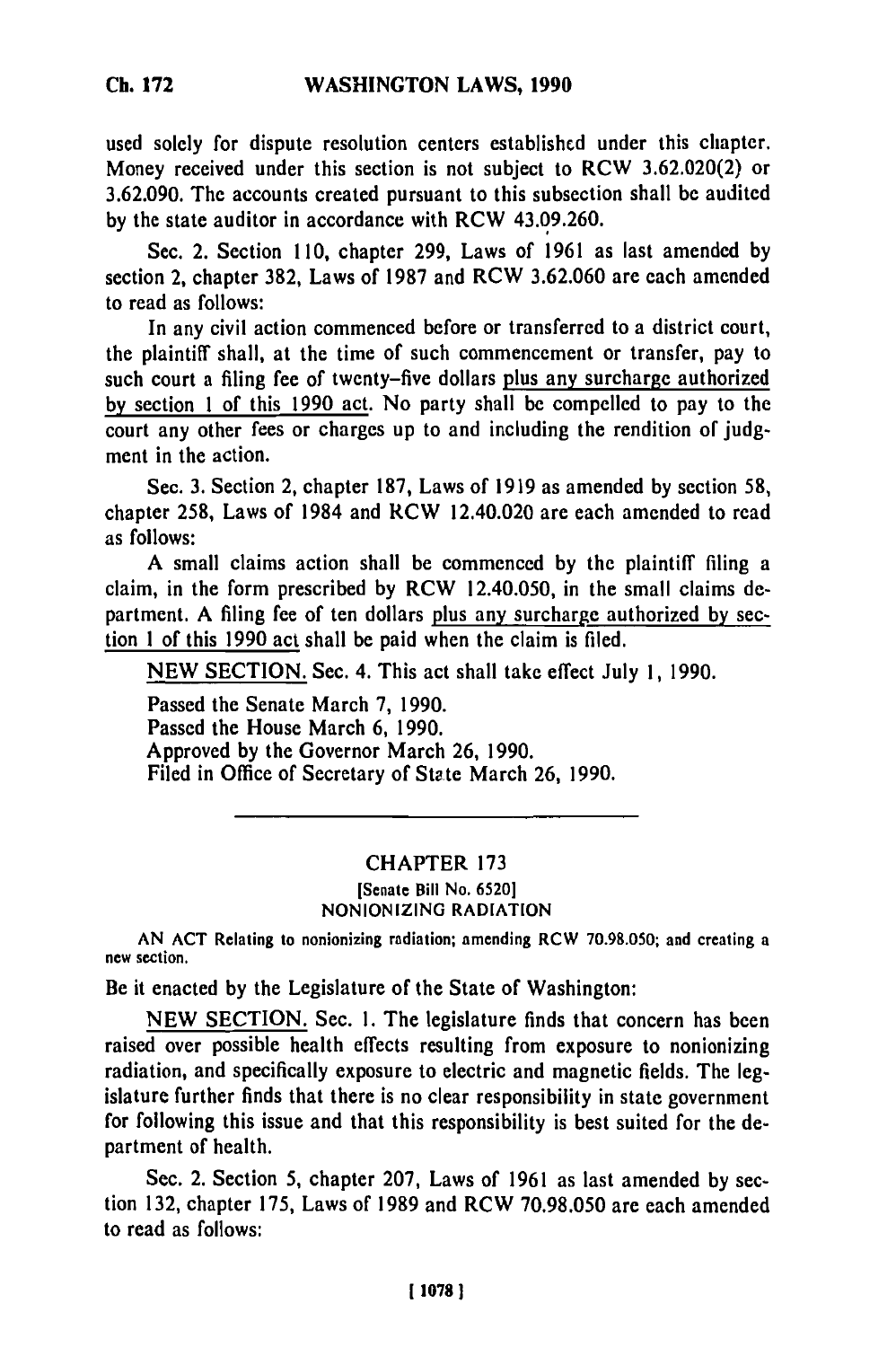used solely for dispute resolution centers established under this chapter. Money received under this section is not subject to RCW 3.62.020(2) or 3.62.090. The accounts created pursuant to this subsection shall be audited by the state auditor in accordance with RCW 43.09.260.

Sec. 2. Section 110, chapter 299, Laws of 1961 as last amended by section 2, chapter 382, Laws of 1987 and RCW 3.62.060 are each amended to read as follows:

In any civil action commenced before or transferred to a district court, the plaintiff shall, at the time of such commencement or transfer, pay to such court a filing fee of twenty-five dollars <u>plus any surcharge authorized by section 1 of this 1990 act</u>. No party shall be compelled to pay to the court any other fees or charges up to and including the rendition of judgment in the action.

Sec. 3. Section 2, chapter 187, Laws of 1919 as amended by section 58, chapter 258, Laws of 1984 and RCW 12.40.020 are each amended to read as follows:

A small claims action shall be commenced by the plaintiff filing a claim, in the form prescribed by RCW 12.40.050, in the small claims department. A filing fee of ten dollars <u>plus any surcharge authorized by section 1 of this 1990 act</u> shall be paid when the claim is filed.

<u>NEW SECTION.</u> Sec. 4. This act shall take effect July 1, 1990.

Passed the Senate March 7, 1990.
Passed the House March 6, 1990.
Approved by the Governor March 26, 1990.
Filed in Office of Secretary of State March 26, 1990.

---

## CHAPTER 173

[Senate Bill No. 6520]

NONIONIZING RADIATION

AN ACT Relating to nonionizing radiation; amending RCW 70.98.050; and creating a new section.

Be it enacted by the Legislature of the State of Washington:

<u>NEW SECTION.</u> Sec. 1. The legislature finds that concern has been raised over possible health effects resulting from exposure to nonionizing radiation, and specifically exposure to electric and magnetic fields. The legislature further finds that there is no clear responsibility in state government for following this issue and that this responsibility is best suited for the department of health.

Sec. 2. Section 5, chapter 207, Laws of 1961 as last amended by section 132, chapter 175, Laws of 1989 and RCW 70.98.050 are each amended to read as follows: